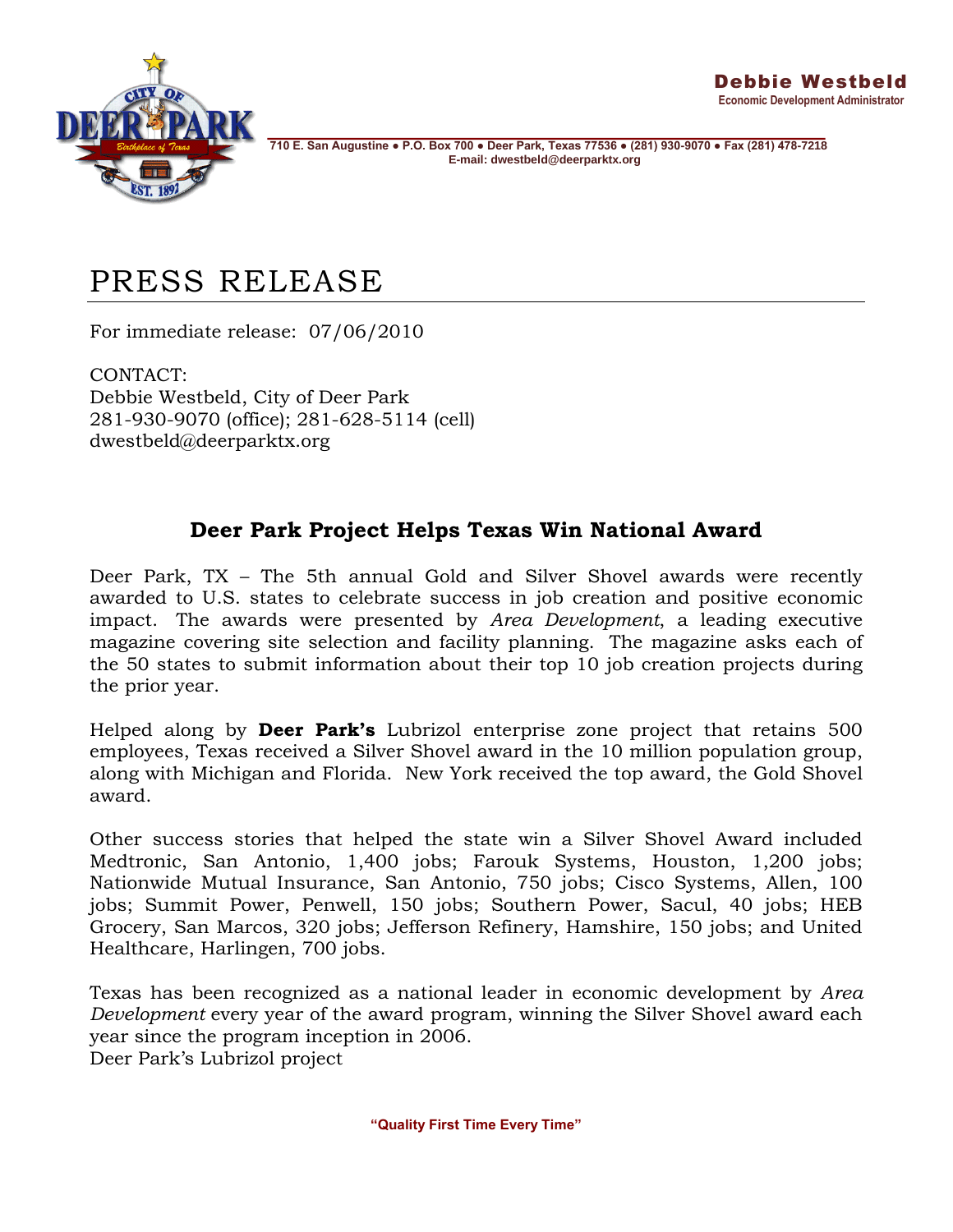**Debbie Westbeld**
Economic Development Administrator

710 E. San Augustine ● P.O. Box 700 ● Deer Park, Texas 77536 ● (281) 930-9070 ● Fax (281) 478-7218
E-mail: dwestbeld@deerparktx.org

# PRESS RELEASE

For immediate release: 07/06/2010

CONTACT:
Debbie Westbeld, City of Deer Park
281-930-9070 (office); 281-628-5114 (cell)
dwestbeld@deerparktx.org

## Deer Park Project Helps Texas Win National Award

Deer Park, TX – The 5th annual Gold and Silver Shovel awards were recently awarded to U.S. states to celebrate success in job creation and positive economic impact. The awards were presented by *Area Development*, a leading executive magazine covering site selection and facility planning. The magazine asks each of the 50 states to submit information about their top 10 job creation projects during the prior year.

Helped along by **Deer Park's** Lubrizol enterprise zone project that retains 500 employees, Texas received a Silver Shovel award in the 10 million population group, along with Michigan and Florida. New York received the top award, the Gold Shovel award.

Other success stories that helped the state win a Silver Shovel Award included Medtronic, San Antonio, 1,400 jobs; Farouk Systems, Houston, 1,200 jobs; Nationwide Mutual Insurance, San Antonio, 750 jobs; Cisco Systems, Allen, 100 jobs; Summit Power, Penwell, 150 jobs; Southern Power, Sacul, 40 jobs; HEB Grocery, San Marcos, 320 jobs; Jefferson Refinery, Hamshire, 150 jobs; and United Healthcare, Harlingen, 700 jobs.

Texas has been recognized as a national leader in economic development by *Area Development* every year of the award program, winning the Silver Shovel award each year since the program inception in 2006.
Deer Park's Lubrizol project

"Quality First Time Every Time"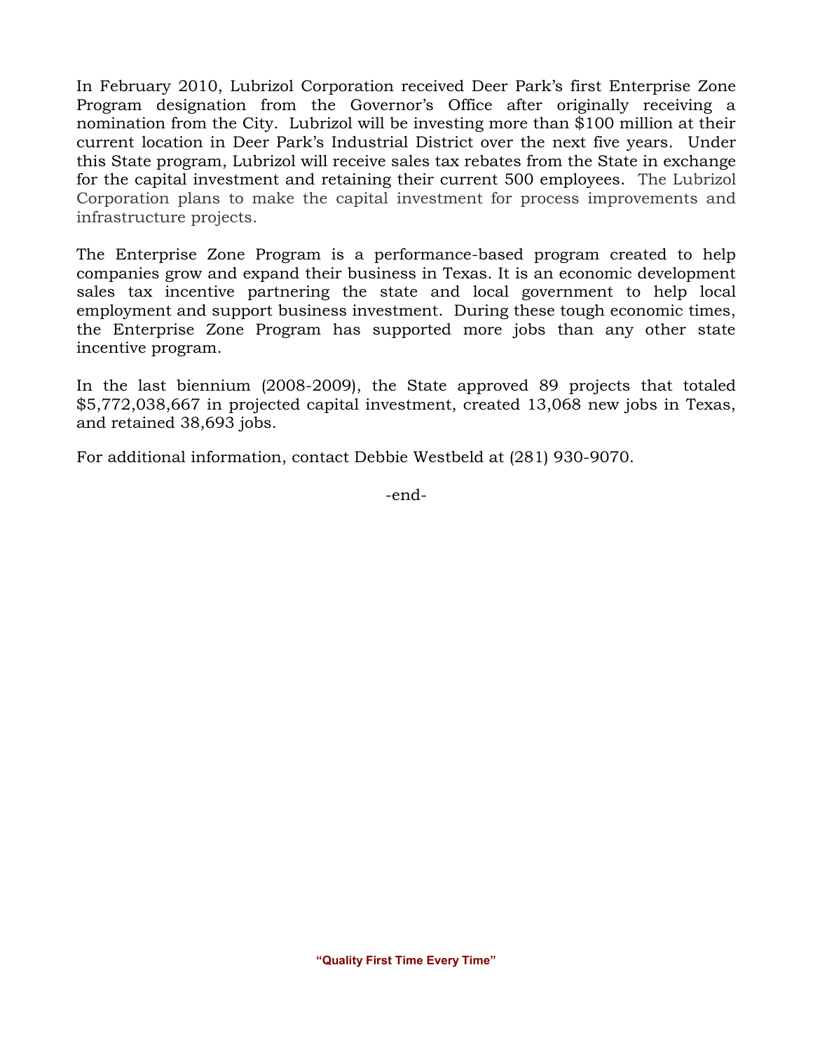In February 2010, Lubrizol Corporation received Deer Park's first Enterprise Zone Program designation from the Governor's Office after originally receiving a nomination from the City. Lubrizol will be investing more than $100 million at their current location in Deer Park's Industrial District over the next five years. Under this State program, Lubrizol will receive sales tax rebates from the State in exchange for the capital investment and retaining their current 500 employees. The Lubrizol Corporation plans to make the capital investment for process improvements and infrastructure projects.

The Enterprise Zone Program is a performance-based program created to help companies grow and expand their business in Texas. It is an economic development sales tax incentive partnering the state and local government to help local employment and support business investment. During these tough economic times, the Enterprise Zone Program has supported more jobs than any other state incentive program.

In the last biennium (2008-2009), the State approved 89 projects that totaled $5,772,038,667 in projected capital investment, created 13,068 new jobs in Texas, and retained 38,693 jobs.

For additional information, contact Debbie Westbeld at (281) 930-9070.

-end-

**"Quality First Time Every Time"**